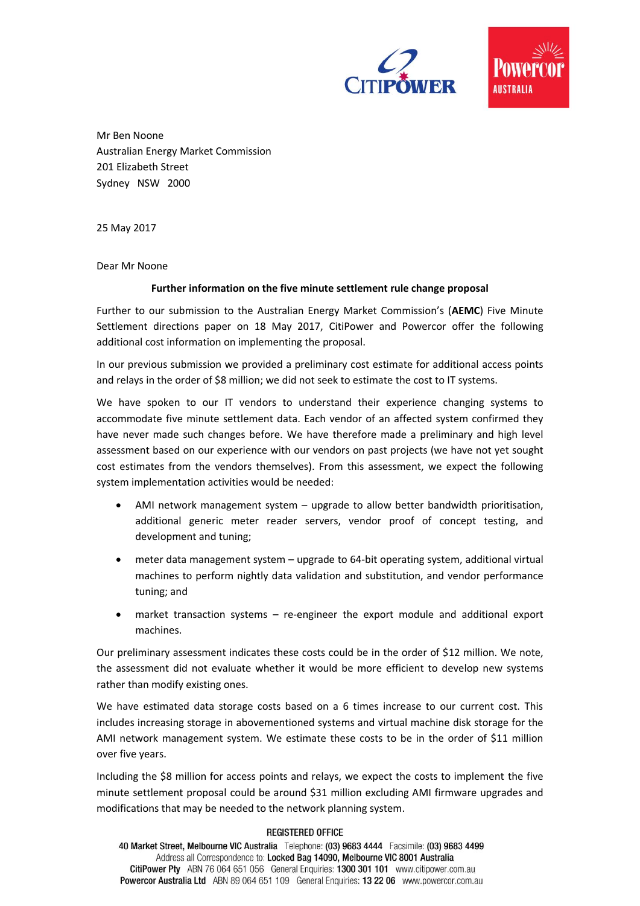Mr Ben Noone
Australian Energy Market Commission
201 Elizabeth Street
Sydney NSW 2000

25 May 2017

Dear Mr Noone

**Further information on the five minute settlement rule change proposal**

Further to our submission to the Australian Energy Market Commission's (**AEMC**) Five Minute Settlement directions paper on 18 May 2017, CitiPower and Powercor offer the following additional cost information on implementing the proposal.

In our previous submission we provided a preliminary cost estimate for additional access points and relays in the order of $8 million; we did not seek to estimate the cost to IT systems.

We have spoken to our IT vendors to understand their experience changing systems to accommodate five minute settlement data. Each vendor of an affected system confirmed they have never made such changes before. We have therefore made a preliminary and high level assessment based on our experience with our vendors on past projects (we have not yet sought cost estimates from the vendors themselves). From this assessment, we expect the following system implementation activities would be needed:

- AMI network management system – upgrade to allow better bandwidth prioritisation, additional generic meter reader servers, vendor proof of concept testing, and development and tuning;
- meter data management system – upgrade to 64-bit operating system, additional virtual machines to perform nightly data validation and substitution, and vendor performance tuning; and
- market transaction systems – re-engineer the export module and additional export machines.

Our preliminary assessment indicates these costs could be in the order of $12 million. We note, the assessment did not evaluate whether it would be more efficient to develop new systems rather than modify existing ones.

We have estimated data storage costs based on a 6 times increase to our current cost. This includes increasing storage in abovementioned systems and virtual machine disk storage for the AMI network management system. We estimate these costs to be in the order of $11 million over five years.

Including the $8 million for access points and relays, we expect the costs to implement the five minute settlement proposal could be around $31 million excluding AMI firmware upgrades and modifications that may be needed to the network planning system.

REGISTERED OFFICE
40 Market Street, Melbourne VIC Australia Telephone: (03) 9683 4444 Facsimile: (03) 9683 4499
Address all Correspondence to: Locked Bag 14090, Melbourne VIC 8001 Australia
CitiPower Pty ABN 76 064 651 056 General Enquiries: 1300 301 101 www.citipower.com.au
Powercor Australia Ltd ABN 89 064 651 109 General Enquiries: 13 22 06 www.powercor.com.au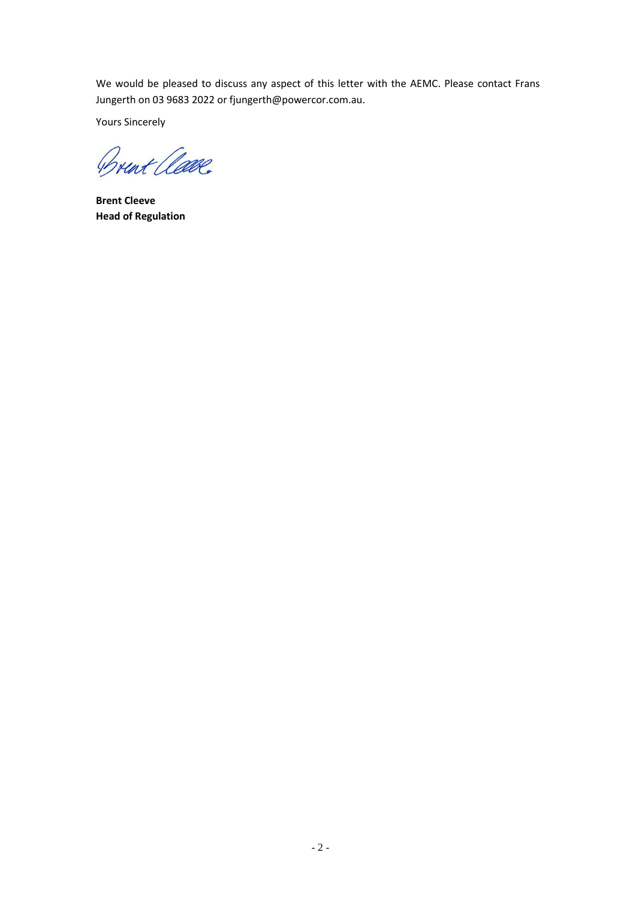We would be pleased to discuss any aspect of this letter with the AEMC. Please contact Frans Jungerth on 03 9683 2022 or fjungerth@powercor.com.au.

Yours Sincerely

**Brent Cleeve**
**Head of Regulation**